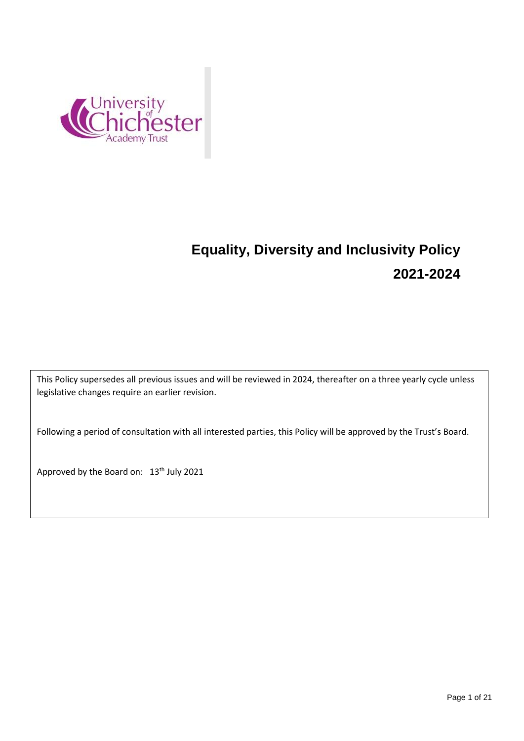University of Chichester Academy Trust

# Equality, Diversity and Inclusivity Policy

# 2021-2024

This Policy supersedes all previous issues and will be reviewed in 2024, thereafter on a three yearly cycle unless legislative changes require an earlier revision.

Following a period of consultation with all interested parties, this Policy will be approved by the Trust's Board.

Approved by the Board on: 13th July 2021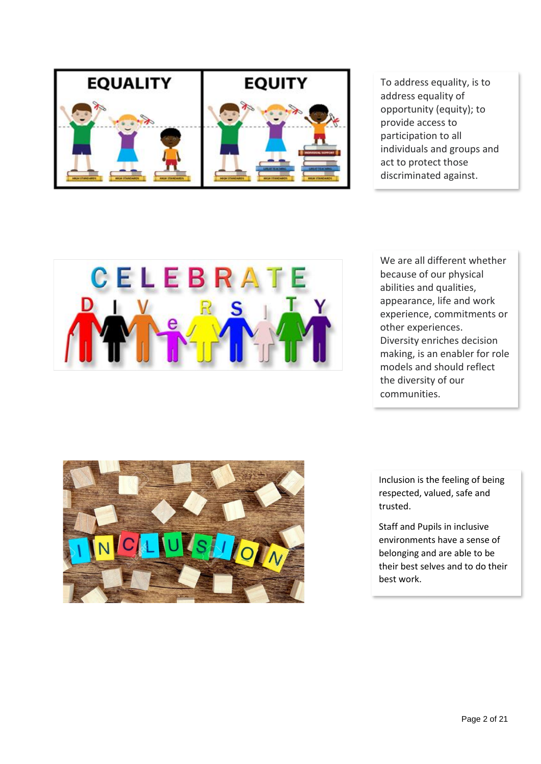To address equality, is to address equality of opportunity (equity); to provide access to participation to all individuals and groups and act to protect those discriminated against.

We are all different whether because of our physical abilities and qualities, appearance, life and work experience, commitments or other experiences. Diversity enriches decision making, is an enabler for role models and should reflect the diversity of our communities.

Inclusion is the feeling of being respected, valued, safe and trusted.

Staff and Pupils in inclusive environments have a sense of belonging and are able to be their best selves and to do their best work.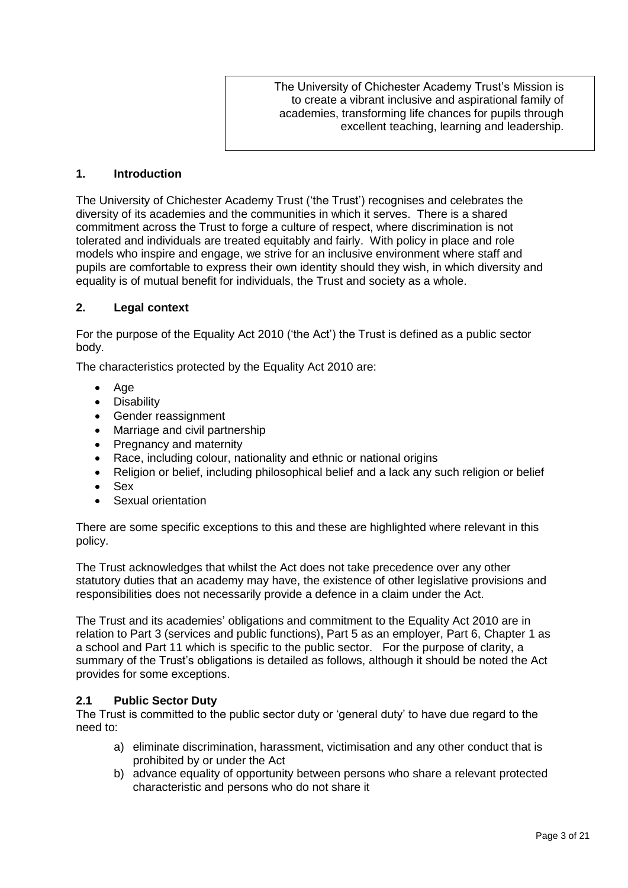The University of Chichester Academy Trust's Mission is to create a vibrant inclusive and aspirational family of academies, transforming life chances for pupils through excellent teaching, learning and leadership.

## 1. Introduction

The University of Chichester Academy Trust ('the Trust') recognises and celebrates the diversity of its academies and the communities in which it serves. There is a shared commitment across the Trust to forge a culture of respect, where discrimination is not tolerated and individuals are treated equitably and fairly. With policy in place and role models who inspire and engage, we strive for an inclusive environment where staff and pupils are comfortable to express their own identity should they wish, in which diversity and equality is of mutual benefit for individuals, the Trust and society as a whole.

## 2. Legal context

For the purpose of the Equality Act 2010 ('the Act') the Trust is defined as a public sector body.

The characteristics protected by the Equality Act 2010 are:

- Age
- Disability
- Gender reassignment
- Marriage and civil partnership
- Pregnancy and maternity
- Race, including colour, nationality and ethnic or national origins
- Religion or belief, including philosophical belief and a lack any such religion or belief
- Sex
- Sexual orientation

There are some specific exceptions to this and these are highlighted where relevant in this policy.

The Trust acknowledges that whilst the Act does not take precedence over any other statutory duties that an academy may have, the existence of other legislative provisions and responsibilities does not necessarily provide a defence in a claim under the Act.

The Trust and its academies' obligations and commitment to the Equality Act 2010 are in relation to Part 3 (services and public functions), Part 5 as an employer, Part 6, Chapter 1 as a school and Part 11 which is specific to the public sector. For the purpose of clarity, a summary of the Trust's obligations is detailed as follows, although it should be noted the Act provides for some exceptions.

### 2.1 Public Sector Duty

The Trust is committed to the public sector duty or 'general duty' to have due regard to the need to:

a) eliminate discrimination, harassment, victimisation and any other conduct that is prohibited by or under the Act
b) advance equality of opportunity between persons who share a relevant protected characteristic and persons who do not share it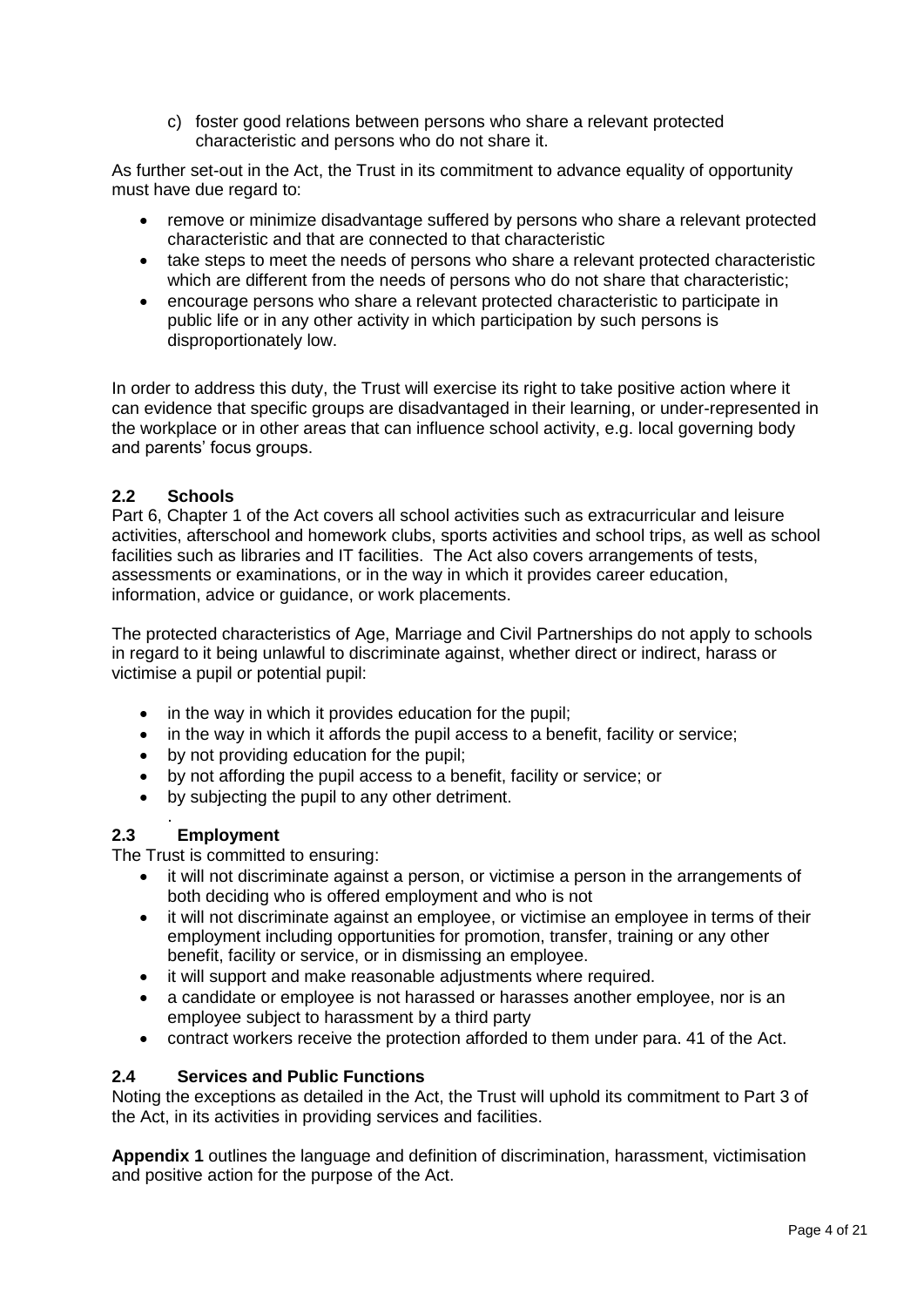c) foster good relations between persons who share a relevant protected characteristic and persons who do not share it.

As further set-out in the Act, the Trust in its commitment to advance equality of opportunity must have due regard to:

- remove or minimize disadvantage suffered by persons who share a relevant protected characteristic and that are connected to that characteristic
- take steps to meet the needs of persons who share a relevant protected characteristic which are different from the needs of persons who do not share that characteristic;
- encourage persons who share a relevant protected characteristic to participate in public life or in any other activity in which participation by such persons is disproportionately low.

In order to address this duty, the Trust will exercise its right to take positive action where it can evidence that specific groups are disadvantaged in their learning, or under-represented in the workplace or in other areas that can influence school activity, e.g. local governing body and parents' focus groups.

## 2.2 Schools

Part 6, Chapter 1 of the Act covers all school activities such as extracurricular and leisure activities, afterschool and homework clubs, sports activities and school trips, as well as school facilities such as libraries and IT facilities. The Act also covers arrangements of tests, assessments or examinations, or in the way in which it provides career education, information, advice or guidance, or work placements.

The protected characteristics of Age, Marriage and Civil Partnerships do not apply to schools in regard to it being unlawful to discriminate against, whether direct or indirect, harass or victimise a pupil or potential pupil:

- in the way in which it provides education for the pupil;
- in the way in which it affords the pupil access to a benefit, facility or service;
- by not providing education for the pupil;
- by not affording the pupil access to a benefit, facility or service; or
- by subjecting the pupil to any other detriment.

.

## 2.3 Employment

The Trust is committed to ensuring:

- it will not discriminate against a person, or victimise a person in the arrangements of both deciding who is offered employment and who is not
- it will not discriminate against an employee, or victimise an employee in terms of their employment including opportunities for promotion, transfer, training or any other benefit, facility or service, or in dismissing an employee.
- it will support and make reasonable adjustments where required.
- a candidate or employee is not harassed or harasses another employee, nor is an employee subject to harassment by a third party
- contract workers receive the protection afforded to them under para. 41 of the Act.

## 2.4 Services and Public Functions

Noting the exceptions as detailed in the Act, the Trust will uphold its commitment to Part 3 of the Act, in its activities in providing services and facilities.

**Appendix 1** outlines the language and definition of discrimination, harassment, victimisation and positive action for the purpose of the Act.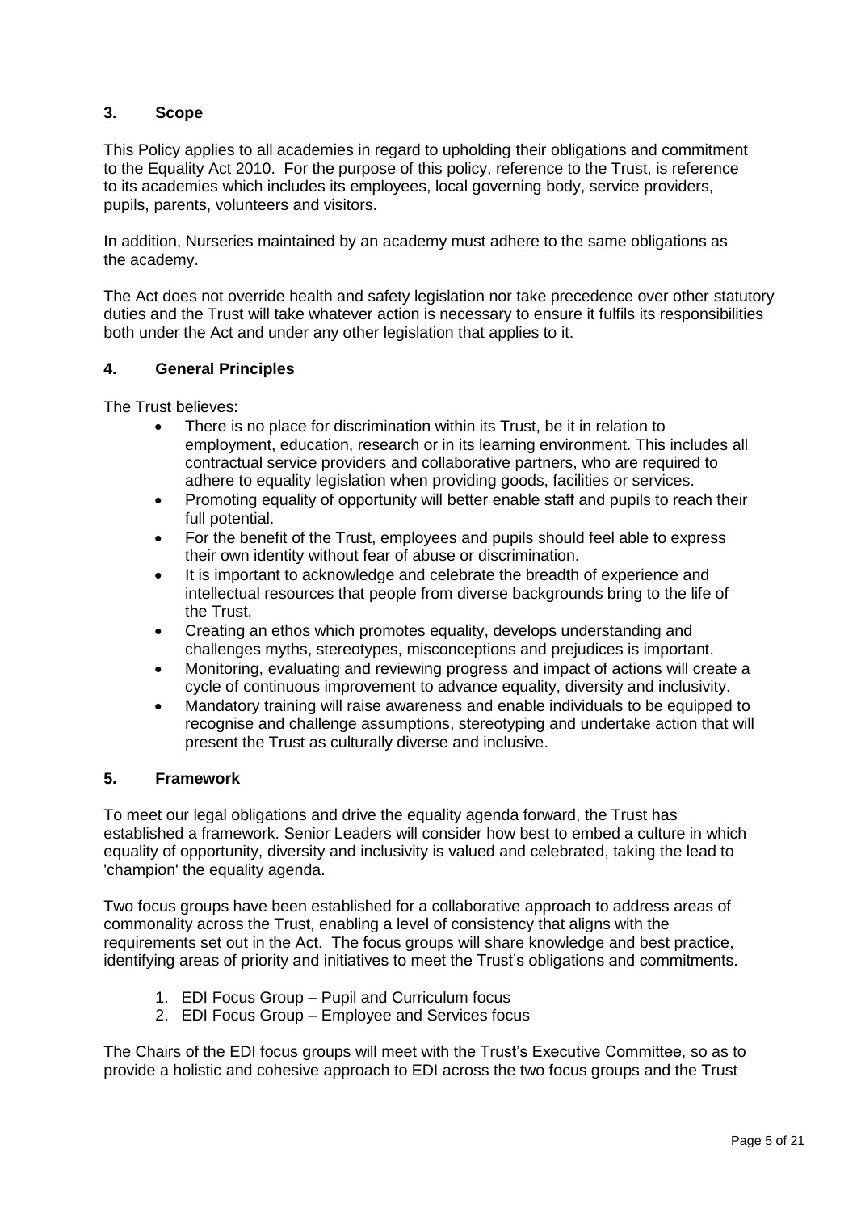## 3. Scope

This Policy applies to all academies in regard to upholding their obligations and commitment to the Equality Act 2010. For the purpose of this policy, reference to the Trust, is reference to its academies which includes its employees, local governing body, service providers, pupils, parents, volunteers and visitors.

In addition, Nurseries maintained by an academy must adhere to the same obligations as the academy.

The Act does not override health and safety legislation nor take precedence over other statutory duties and the Trust will take whatever action is necessary to ensure it fulfils its responsibilities both under the Act and under any other legislation that applies to it.

## 4. General Principles

The Trust believes:

- There is no place for discrimination within its Trust, be it in relation to employment, education, research or in its learning environment. This includes all contractual service providers and collaborative partners, who are required to adhere to equality legislation when providing goods, facilities or services.
- Promoting equality of opportunity will better enable staff and pupils to reach their full potential.
- For the benefit of the Trust, employees and pupils should feel able to express their own identity without fear of abuse or discrimination.
- It is important to acknowledge and celebrate the breadth of experience and intellectual resources that people from diverse backgrounds bring to the life of the Trust.
- Creating an ethos which promotes equality, develops understanding and challenges myths, stereotypes, misconceptions and prejudices is important.
- Monitoring, evaluating and reviewing progress and impact of actions will create a cycle of continuous improvement to advance equality, diversity and inclusivity.
- Mandatory training will raise awareness and enable individuals to be equipped to recognise and challenge assumptions, stereotyping and undertake action that will present the Trust as culturally diverse and inclusive.

## 5. Framework

To meet our legal obligations and drive the equality agenda forward, the Trust has established a framework. Senior Leaders will consider how best to embed a culture in which equality of opportunity, diversity and inclusivity is valued and celebrated, taking the lead to 'champion' the equality agenda.

Two focus groups have been established for a collaborative approach to address areas of commonality across the Trust, enabling a level of consistency that aligns with the requirements set out in the Act. The focus groups will share knowledge and best practice, identifying areas of priority and initiatives to meet the Trust's obligations and commitments.

1. EDI Focus Group – Pupil and Curriculum focus
2. EDI Focus Group – Employee and Services focus

The Chairs of the EDI focus groups will meet with the Trust's Executive Committee, so as to provide a holistic and cohesive approach to EDI across the two focus groups and the Trust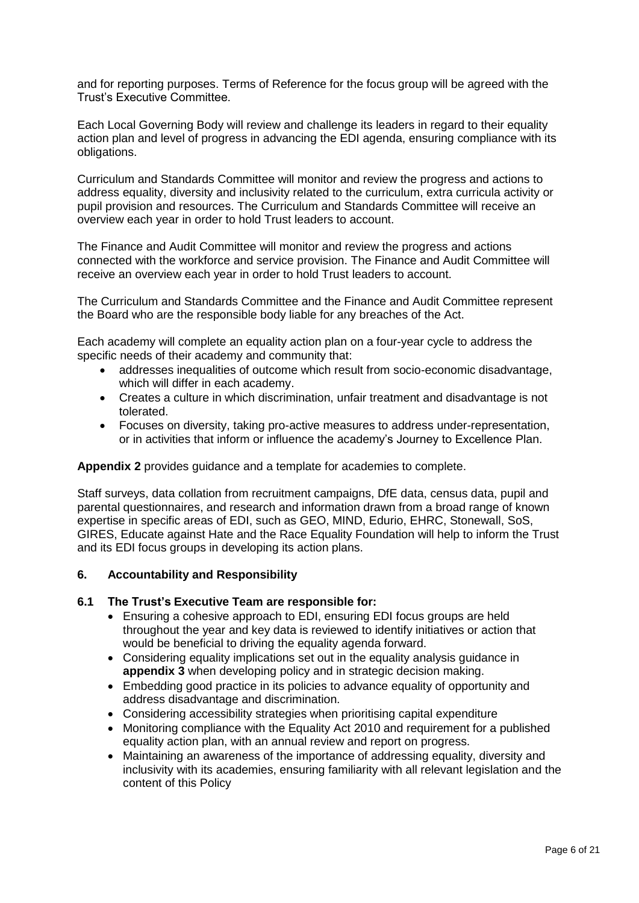and for reporting purposes. Terms of Reference for the focus group will be agreed with the Trust's Executive Committee.

Each Local Governing Body will review and challenge its leaders in regard to their equality action plan and level of progress in advancing the EDI agenda, ensuring compliance with its obligations.

Curriculum and Standards Committee will monitor and review the progress and actions to address equality, diversity and inclusivity related to the curriculum, extra curricula activity or pupil provision and resources. The Curriculum and Standards Committee will receive an overview each year in order to hold Trust leaders to account.

The Finance and Audit Committee will monitor and review the progress and actions connected with the workforce and service provision. The Finance and Audit Committee will receive an overview each year in order to hold Trust leaders to account.

The Curriculum and Standards Committee and the Finance and Audit Committee represent the Board who are the responsible body liable for any breaches of the Act.

Each academy will complete an equality action plan on a four-year cycle to address the specific needs of their academy and community that:

- addresses inequalities of outcome which result from socio-economic disadvantage, which will differ in each academy.
- Creates a culture in which discrimination, unfair treatment and disadvantage is not tolerated.
- Focuses on diversity, taking pro-active measures to address under-representation, or in activities that inform or influence the academy's Journey to Excellence Plan.

**Appendix 2** provides guidance and a template for academies to complete.

Staff surveys, data collation from recruitment campaigns, DfE data, census data, pupil and parental questionnaires, and research and information drawn from a broad range of known expertise in specific areas of EDI, such as GEO, MIND, Edurio, EHRC, Stonewall, SoS, GIRES, Educate against Hate and the Race Equality Foundation will help to inform the Trust and its EDI focus groups in developing its action plans.

## 6. Accountability and Responsibility

### 6.1 The Trust's Executive Team are responsible for:

- Ensuring a cohesive approach to EDI, ensuring EDI focus groups are held throughout the year and key data is reviewed to identify initiatives or action that would be beneficial to driving the equality agenda forward.
- Considering equality implications set out in the equality analysis guidance in **appendix 3** when developing policy and in strategic decision making.
- Embedding good practice in its policies to advance equality of opportunity and address disadvantage and discrimination.
- Considering accessibility strategies when prioritising capital expenditure
- Monitoring compliance with the Equality Act 2010 and requirement for a published equality action plan, with an annual review and report on progress.
- Maintaining an awareness of the importance of addressing equality, diversity and inclusivity with its academies, ensuring familiarity with all relevant legislation and the content of this Policy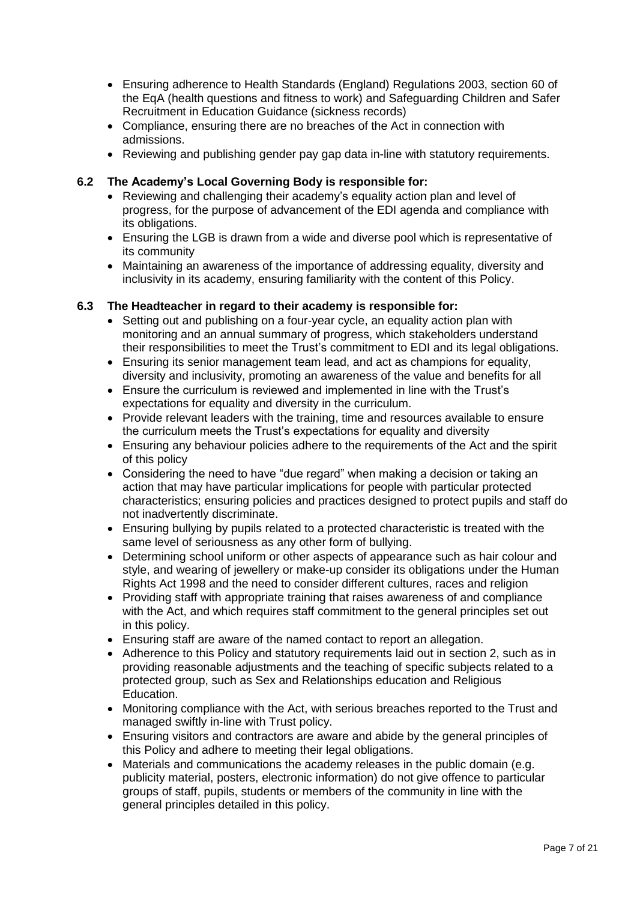- Ensuring adherence to Health Standards (England) Regulations 2003, section 60 of the EqA (health questions and fitness to work) and Safeguarding Children and Safer Recruitment in Education Guidance (sickness records)
- Compliance, ensuring there are no breaches of the Act in connection with admissions.
- Reviewing and publishing gender pay gap data in-line with statutory requirements.

### 6.2 The Academy's Local Governing Body is responsible for:

- Reviewing and challenging their academy's equality action plan and level of progress, for the purpose of advancement of the EDI agenda and compliance with its obligations.
- Ensuring the LGB is drawn from a wide and diverse pool which is representative of its community
- Maintaining an awareness of the importance of addressing equality, diversity and inclusivity in its academy, ensuring familiarity with the content of this Policy.

### 6.3 The Headteacher in regard to their academy is responsible for:

- Setting out and publishing on a four-year cycle, an equality action plan with monitoring and an annual summary of progress, which stakeholders understand their responsibilities to meet the Trust's commitment to EDI and its legal obligations.
- Ensuring its senior management team lead, and act as champions for equality, diversity and inclusivity, promoting an awareness of the value and benefits for all
- Ensure the curriculum is reviewed and implemented in line with the Trust's expectations for equality and diversity in the curriculum.
- Provide relevant leaders with the training, time and resources available to ensure the curriculum meets the Trust's expectations for equality and diversity
- Ensuring any behaviour policies adhere to the requirements of the Act and the spirit of this policy
- Considering the need to have "due regard" when making a decision or taking an action that may have particular implications for people with particular protected characteristics; ensuring policies and practices designed to protect pupils and staff do not inadvertently discriminate.
- Ensuring bullying by pupils related to a protected characteristic is treated with the same level of seriousness as any other form of bullying.
- Determining school uniform or other aspects of appearance such as hair colour and style, and wearing of jewellery or make-up consider its obligations under the Human Rights Act 1998 and the need to consider different cultures, races and religion
- Providing staff with appropriate training that raises awareness of and compliance with the Act, and which requires staff commitment to the general principles set out in this policy.
- Ensuring staff are aware of the named contact to report an allegation.
- Adherence to this Policy and statutory requirements laid out in section 2, such as in providing reasonable adjustments and the teaching of specific subjects related to a protected group, such as Sex and Relationships education and Religious Education.
- Monitoring compliance with the Act, with serious breaches reported to the Trust and managed swiftly in-line with Trust policy.
- Ensuring visitors and contractors are aware and abide by the general principles of this Policy and adhere to meeting their legal obligations.
- Materials and communications the academy releases in the public domain (e.g. publicity material, posters, electronic information) do not give offence to particular groups of staff, pupils, students or members of the community in line with the general principles detailed in this policy.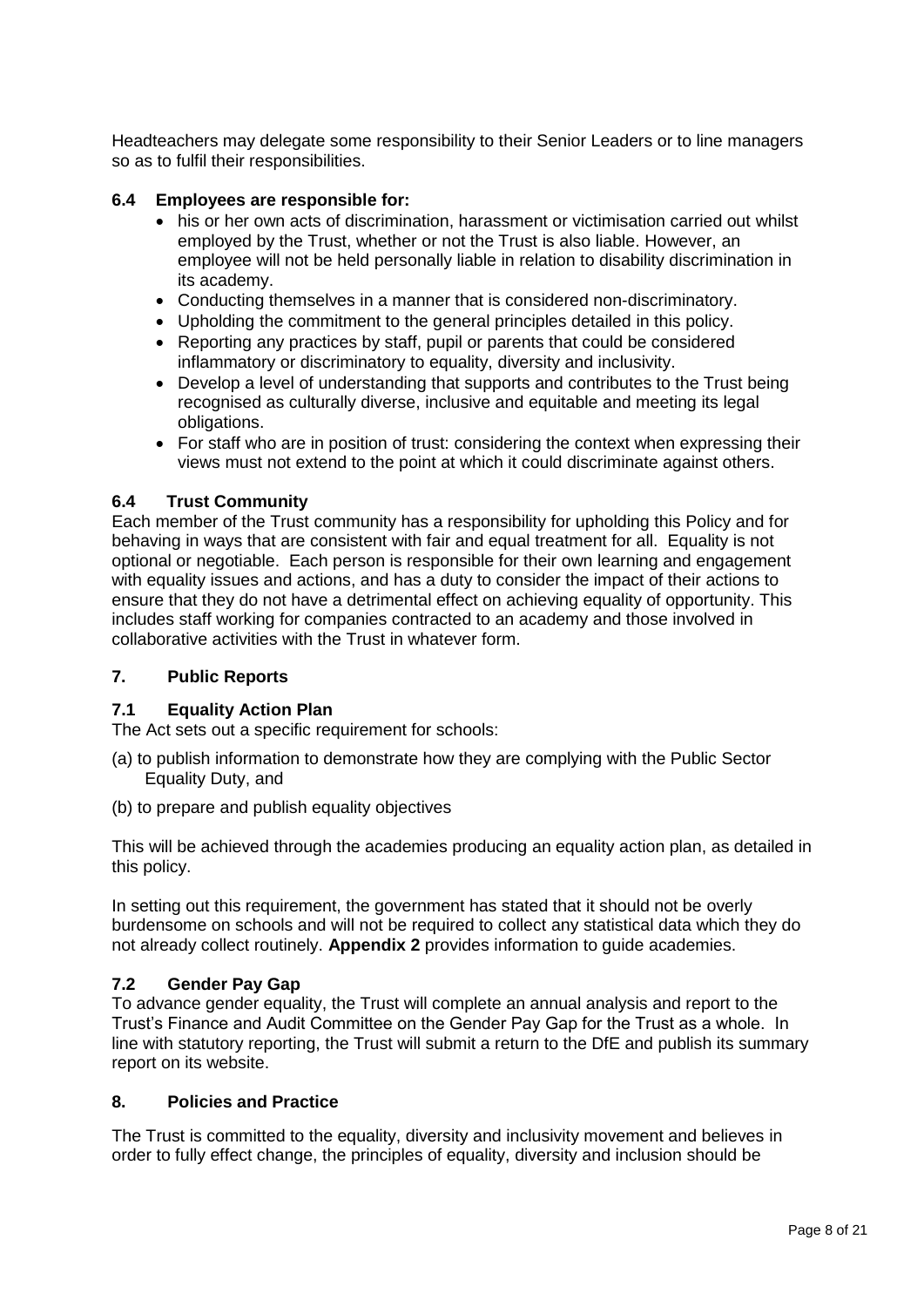Headteachers may delegate some responsibility to their Senior Leaders or to line managers so as to fulfil their responsibilities.

### 6.4 Employees are responsible for:

- his or her own acts of discrimination, harassment or victimisation carried out whilst employed by the Trust, whether or not the Trust is also liable. However, an employee will not be held personally liable in relation to disability discrimination in its academy.
- Conducting themselves in a manner that is considered non-discriminatory.
- Upholding the commitment to the general principles detailed in this policy.
- Reporting any practices by staff, pupil or parents that could be considered inflammatory or discriminatory to equality, diversity and inclusivity.
- Develop a level of understanding that supports and contributes to the Trust being recognised as culturally diverse, inclusive and equitable and meeting its legal obligations.
- For staff who are in position of trust: considering the context when expressing their views must not extend to the point at which it could discriminate against others.

### 6.4 Trust Community

Each member of the Trust community has a responsibility for upholding this Policy and for behaving in ways that are consistent with fair and equal treatment for all. Equality is not optional or negotiable. Each person is responsible for their own learning and engagement with equality issues and actions, and has a duty to consider the impact of their actions to ensure that they do not have a detrimental effect on achieving equality of opportunity. This includes staff working for companies contracted to an academy and those involved in collaborative activities with the Trust in whatever form.

## 7. Public Reports

### 7.1 Equality Action Plan

The Act sets out a specific requirement for schools:

(a) to publish information to demonstrate how they are complying with the Public Sector Equality Duty, and

(b) to prepare and publish equality objectives

This will be achieved through the academies producing an equality action plan, as detailed in this policy.

In setting out this requirement, the government has stated that it should not be overly burdensome on schools and will not be required to collect any statistical data which they do not already collect routinely. **Appendix 2** provides information to guide academies.

### 7.2 Gender Pay Gap

To advance gender equality, the Trust will complete an annual analysis and report to the Trust's Finance and Audit Committee on the Gender Pay Gap for the Trust as a whole. In line with statutory reporting, the Trust will submit a return to the DfE and publish its summary report on its website.

## 8. Policies and Practice

The Trust is committed to the equality, diversity and inclusivity movement and believes in order to fully effect change, the principles of equality, diversity and inclusion should be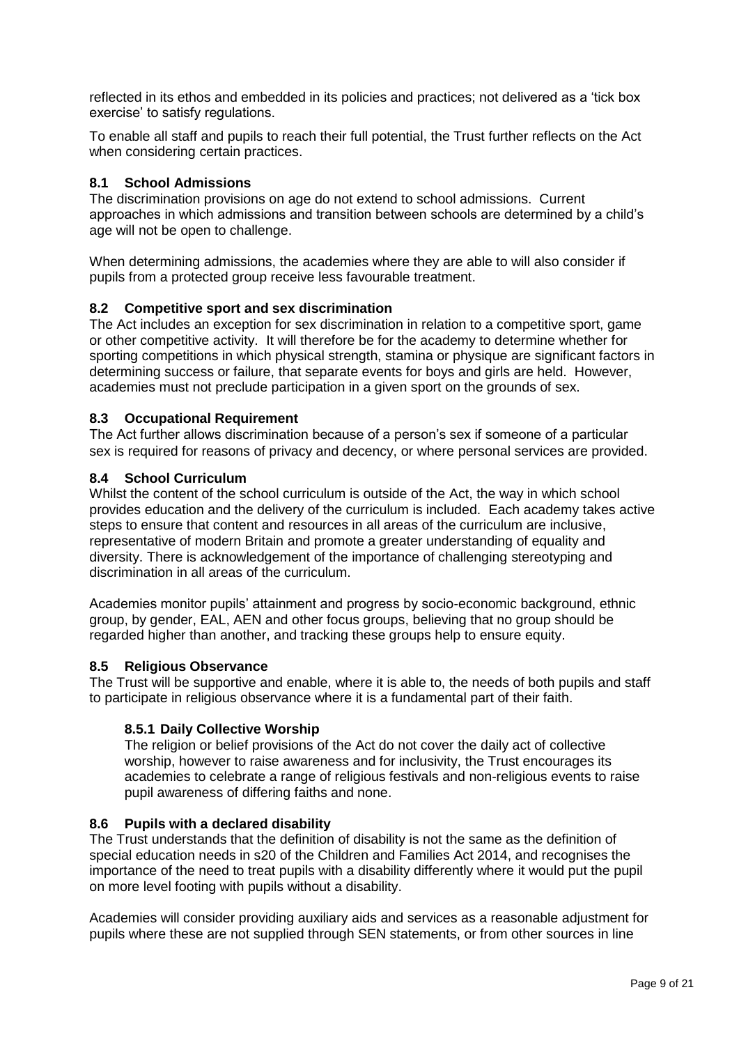reflected in its ethos and embedded in its policies and practices; not delivered as a 'tick box exercise' to satisfy regulations.

To enable all staff and pupils to reach their full potential, the Trust further reflects on the Act when considering certain practices.

### 8.1 School Admissions

The discrimination provisions on age do not extend to school admissions. Current approaches in which admissions and transition between schools are determined by a child's age will not be open to challenge.

When determining admissions, the academies where they are able to will also consider if pupils from a protected group receive less favourable treatment.

### 8.2 Competitive sport and sex discrimination

The Act includes an exception for sex discrimination in relation to a competitive sport, game or other competitive activity. It will therefore be for the academy to determine whether for sporting competitions in which physical strength, stamina or physique are significant factors in determining success or failure, that separate events for boys and girls are held. However, academies must not preclude participation in a given sport on the grounds of sex.

### 8.3 Occupational Requirement

The Act further allows discrimination because of a person's sex if someone of a particular sex is required for reasons of privacy and decency, or where personal services are provided.

### 8.4 School Curriculum

Whilst the content of the school curriculum is outside of the Act, the way in which school provides education and the delivery of the curriculum is included. Each academy takes active steps to ensure that content and resources in all areas of the curriculum are inclusive, representative of modern Britain and promote a greater understanding of equality and diversity. There is acknowledgement of the importance of challenging stereotyping and discrimination in all areas of the curriculum.

Academies monitor pupils' attainment and progress by socio-economic background, ethnic group, by gender, EAL, AEN and other focus groups, believing that no group should be regarded higher than another, and tracking these groups help to ensure equity.

### 8.5 Religious Observance

The Trust will be supportive and enable, where it is able to, the needs of both pupils and staff to participate in religious observance where it is a fundamental part of their faith.

#### 8.5.1 Daily Collective Worship

The religion or belief provisions of the Act do not cover the daily act of collective worship, however to raise awareness and for inclusivity, the Trust encourages its academies to celebrate a range of religious festivals and non-religious events to raise pupil awareness of differing faiths and none.

### 8.6 Pupils with a declared disability

The Trust understands that the definition of disability is not the same as the definition of special education needs in s20 of the Children and Families Act 2014, and recognises the importance of the need to treat pupils with a disability differently where it would put the pupil on more level footing with pupils without a disability.

Academies will consider providing auxiliary aids and services as a reasonable adjustment for pupils where these are not supplied through SEN statements, or from other sources in line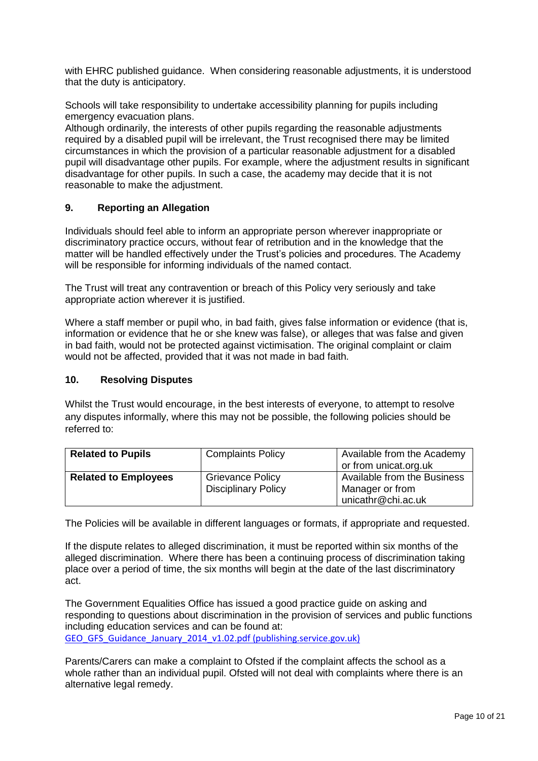with EHRC published guidance. When considering reasonable adjustments, it is understood that the duty is anticipatory.

Schools will take responsibility to undertake accessibility planning for pupils including emergency evacuation plans.
Although ordinarily, the interests of other pupils regarding the reasonable adjustments required by a disabled pupil will be irrelevant, the Trust recognised there may be limited circumstances in which the provision of a particular reasonable adjustment for a disabled pupil will disadvantage other pupils. For example, where the adjustment results in significant disadvantage for other pupils. In such a case, the academy may decide that it is not reasonable to make the adjustment.

## 9. Reporting an Allegation

Individuals should feel able to inform an appropriate person wherever inappropriate or discriminatory practice occurs, without fear of retribution and in the knowledge that the matter will be handled effectively under the Trust's policies and procedures. The Academy will be responsible for informing individuals of the named contact.

The Trust will treat any contravention or breach of this Policy very seriously and take appropriate action wherever it is justified.

Where a staff member or pupil who, in bad faith, gives false information or evidence (that is, information or evidence that he or she knew was false), or alleges that was false and given in bad faith, would not be protected against victimisation. The original complaint or claim would not be affected, provided that it was not made in bad faith.

## 10. Resolving Disputes

Whilst the Trust would encourage, in the best interests of everyone, to attempt to resolve any disputes informally, where this may not be possible, the following policies should be referred to:

| **Related to Pupils** | Complaints Policy | Available from the Academy or from unicat.org.uk |
|---|---|---|
| **Related to Employees** | Grievance Policy<br>Disciplinary Policy | Available from the Business Manager or from unicathr@chi.ac.uk |

The Policies will be available in different languages or formats, if appropriate and requested.

If the dispute relates to alleged discrimination, it must be reported within six months of the alleged discrimination. Where there has been a continuing process of discrimination taking place over a period of time, the six months will begin at the date of the last discriminatory act.

The Government Equalities Office has issued a good practice guide on asking and responding to questions about discrimination in the provision of services and public functions including education services and can be found at:
GEO_GFS_Guidance_January_2014_v1.02.pdf (publishing.service.gov.uk)

Parents/Carers can make a complaint to Ofsted if the complaint affects the school as a whole rather than an individual pupil. Ofsted will not deal with complaints where there is an alternative legal remedy.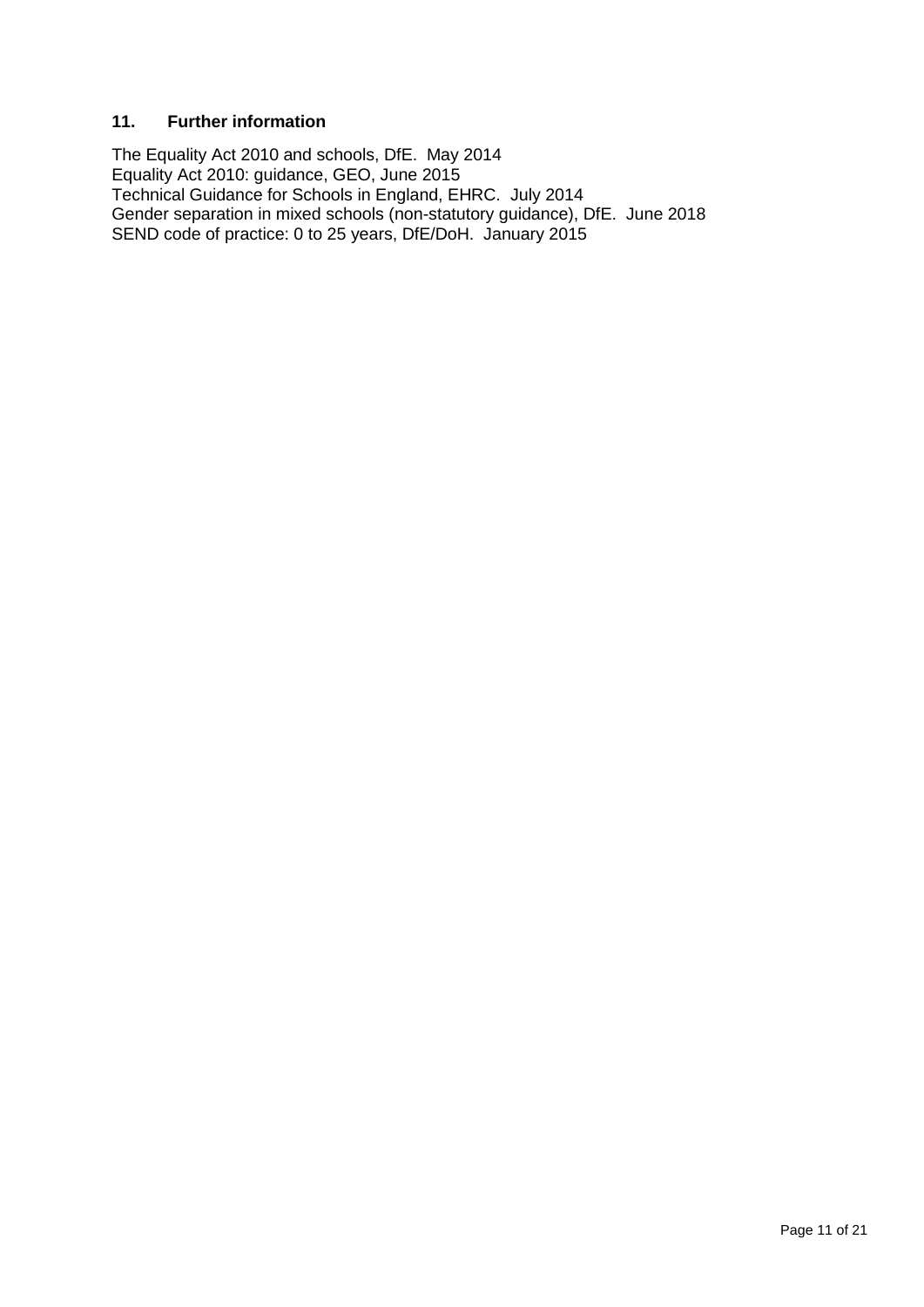## 11. Further information

The Equality Act 2010 and schools, DfE. May 2014
Equality Act 2010: guidance, GEO, June 2015
Technical Guidance for Schools in England, EHRC. July 2014
Gender separation in mixed schools (non-statutory guidance), DfE. June 2018
SEND code of practice: 0 to 25 years, DfE/DoH. January 2015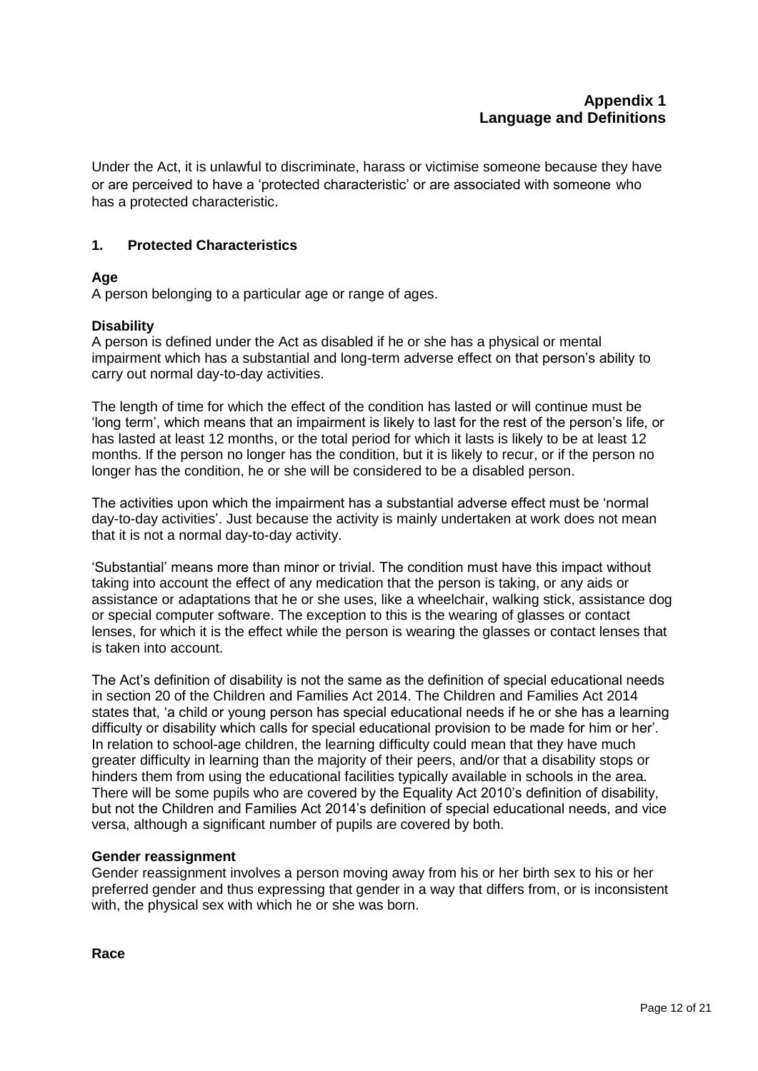## Appendix 1
## Language and Definitions

Under the Act, it is unlawful to discriminate, harass or victimise someone because they have or are perceived to have a 'protected characteristic' or are associated with someone who has a protected characteristic.

### 1. Protected Characteristics

**Age**
A person belonging to a particular age or range of ages.

**Disability**
A person is defined under the Act as disabled if he or she has a physical or mental impairment which has a substantial and long-term adverse effect on that person's ability to carry out normal day-to-day activities.

The length of time for which the effect of the condition has lasted or will continue must be 'long term', which means that an impairment is likely to last for the rest of the person's life, or has lasted at least 12 months, or the total period for which it lasts is likely to be at least 12 months. If the person no longer has the condition, but it is likely to recur, or if the person no longer has the condition, he or she will be considered to be a disabled person.

The activities upon which the impairment has a substantial adverse effect must be 'normal day-to-day activities'. Just because the activity is mainly undertaken at work does not mean that it is not a normal day-to-day activity.

'Substantial' means more than minor or trivial. The condition must have this impact without taking into account the effect of any medication that the person is taking, or any aids or assistance or adaptations that he or she uses, like a wheelchair, walking stick, assistance dog or special computer software. The exception to this is the wearing of glasses or contact lenses, for which it is the effect while the person is wearing the glasses or contact lenses that is taken into account.

The Act's definition of disability is not the same as the definition of special educational needs in section 20 of the Children and Families Act 2014. The Children and Families Act 2014 states that, 'a child or young person has special educational needs if he or she has a learning difficulty or disability which calls for special educational provision to be made for him or her'. In relation to school-age children, the learning difficulty could mean that they have much greater difficulty in learning than the majority of their peers, and/or that a disability stops or hinders them from using the educational facilities typically available in schools in the area. There will be some pupils who are covered by the Equality Act 2010's definition of disability, but not the Children and Families Act 2014's definition of special educational needs, and vice versa, although a significant number of pupils are covered by both.

**Gender reassignment**
Gender reassignment involves a person moving away from his or her birth sex to his or her preferred gender and thus expressing that gender in a way that differs from, or is inconsistent with, the physical sex with which he or she was born.

**Race**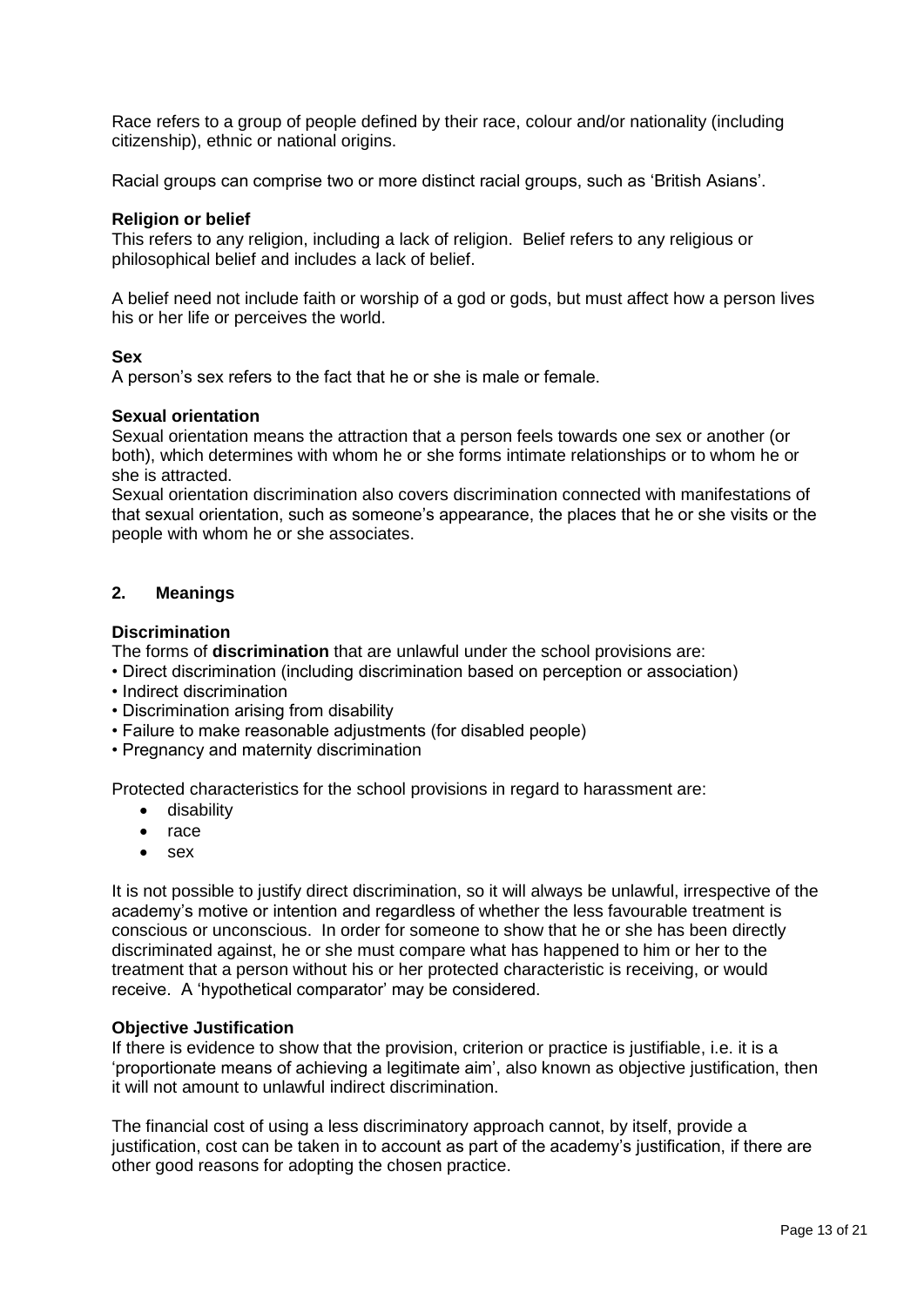Race refers to a group of people defined by their race, colour and/or nationality (including citizenship), ethnic or national origins.

Racial groups can comprise two or more distinct racial groups, such as 'British Asians'.

**Religion or belief**
This refers to any religion, including a lack of religion. Belief refers to any religious or philosophical belief and includes a lack of belief.

A belief need not include faith or worship of a god or gods, but must affect how a person lives his or her life or perceives the world.

**Sex**
A person's sex refers to the fact that he or she is male or female.

**Sexual orientation**
Sexual orientation means the attraction that a person feels towards one sex or another (or both), which determines with whom he or she forms intimate relationships or to whom he or she is attracted.
Sexual orientation discrimination also covers discrimination connected with manifestations of that sexual orientation, such as someone's appearance, the places that he or she visits or the people with whom he or she associates.

## 2. Meanings

**Discrimination**
The forms of **discrimination** that are unlawful under the school provisions are:

- Direct discrimination (including discrimination based on perception or association)
- Indirect discrimination
- Discrimination arising from disability
- Failure to make reasonable adjustments (for disabled people)
- Pregnancy and maternity discrimination

Protected characteristics for the school provisions in regard to harassment are:

- disability
- race
- sex

It is not possible to justify direct discrimination, so it will always be unlawful, irrespective of the academy's motive or intention and regardless of whether the less favourable treatment is conscious or unconscious. In order for someone to show that he or she has been directly discriminated against, he or she must compare what has happened to him or her to the treatment that a person without his or her protected characteristic is receiving, or would receive. A 'hypothetical comparator' may be considered.

**Objective Justification**
If there is evidence to show that the provision, criterion or practice is justifiable, i.e. it is a 'proportionate means of achieving a legitimate aim', also known as objective justification, then it will not amount to unlawful indirect discrimination.

The financial cost of using a less discriminatory approach cannot, by itself, provide a justification, cost can be taken in to account as part of the academy's justification, if there are other good reasons for adopting the chosen practice.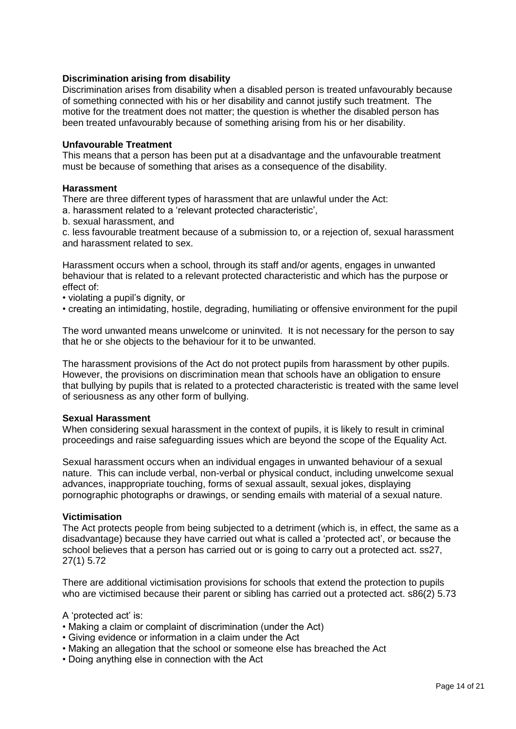**Discrimination arising from disability**

Discrimination arises from disability when a disabled person is treated unfavourably because of something connected with his or her disability and cannot justify such treatment. The motive for the treatment does not matter; the question is whether the disabled person has been treated unfavourably because of something arising from his or her disability.

**Unfavourable Treatment**

This means that a person has been put at a disadvantage and the unfavourable treatment must be because of something that arises as a consequence of the disability.

**Harassment**

There are three different types of harassment that are unlawful under the Act:

a. harassment related to a 'relevant protected characteristic',

b. sexual harassment, and

c. less favourable treatment because of a submission to, or a rejection of, sexual harassment and harassment related to sex.

Harassment occurs when a school, through its staff and/or agents, engages in unwanted behaviour that is related to a relevant protected characteristic and which has the purpose or effect of:

- violating a pupil's dignity, or
- creating an intimidating, hostile, degrading, humiliating or offensive environment for the pupil

The word unwanted means unwelcome or uninvited. It is not necessary for the person to say that he or she objects to the behaviour for it to be unwanted.

The harassment provisions of the Act do not protect pupils from harassment by other pupils. However, the provisions on discrimination mean that schools have an obligation to ensure that bullying by pupils that is related to a protected characteristic is treated with the same level of seriousness as any other form of bullying.

**Sexual Harassment**

When considering sexual harassment in the context of pupils, it is likely to result in criminal proceedings and raise safeguarding issues which are beyond the scope of the Equality Act.

Sexual harassment occurs when an individual engages in unwanted behaviour of a sexual nature. This can include verbal, non-verbal or physical conduct, including unwelcome sexual advances, inappropriate touching, forms of sexual assault, sexual jokes, displaying pornographic photographs or drawings, or sending emails with material of a sexual nature.

**Victimisation**

The Act protects people from being subjected to a detriment (which is, in effect, the same as a disadvantage) because they have carried out what is called a 'protected act', or because the school believes that a person has carried out or is going to carry out a protected act. ss27, 27(1) 5.72

There are additional victimisation provisions for schools that extend the protection to pupils who are victimised because their parent or sibling has carried out a protected act. s86(2) 5.73

A 'protected act' is:

- Making a claim or complaint of discrimination (under the Act)
- Giving evidence or information in a claim under the Act
- Making an allegation that the school or someone else has breached the Act
- Doing anything else in connection with the Act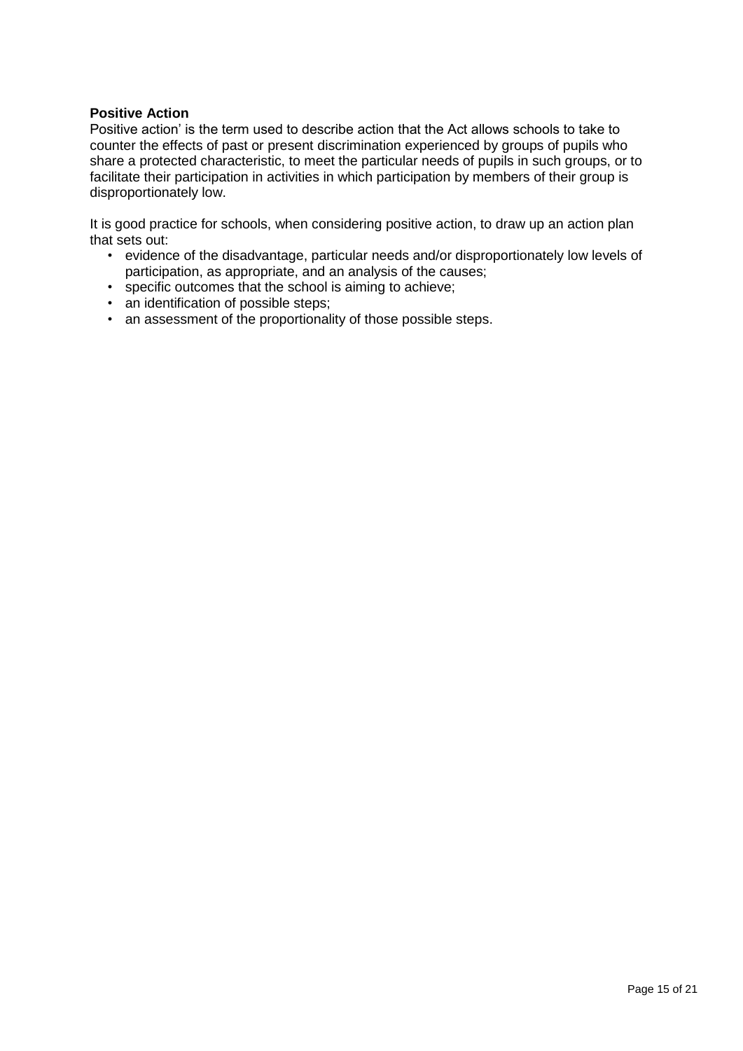**Positive Action**

Positive action' is the term used to describe action that the Act allows schools to take to counter the effects of past or present discrimination experienced by groups of pupils who share a protected characteristic, to meet the particular needs of pupils in such groups, or to facilitate their participation in activities in which participation by members of their group is disproportionately low.

It is good practice for schools, when considering positive action, to draw up an action plan that sets out:

- evidence of the disadvantage, particular needs and/or disproportionately low levels of participation, as appropriate, and an analysis of the causes;
- specific outcomes that the school is aiming to achieve;
- an identification of possible steps;
- an assessment of the proportionality of those possible steps.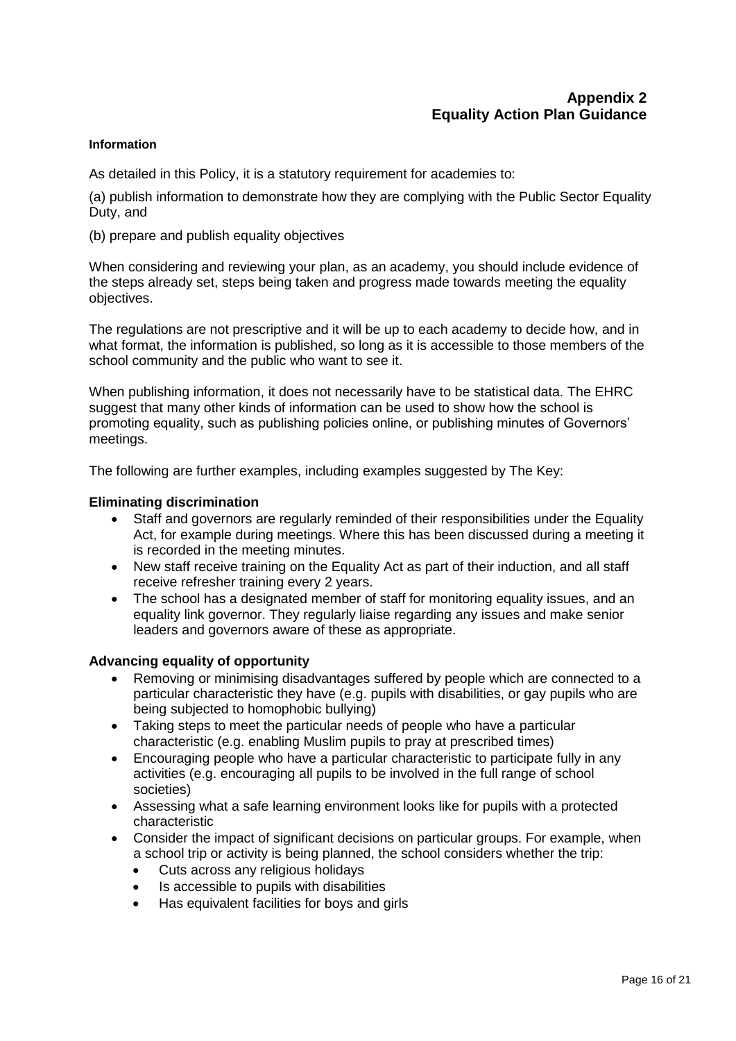# Appendix 2
# Equality Action Plan Guidance

**Information**

As detailed in this Policy, it is a statutory requirement for academies to:

(a) publish information to demonstrate how they are complying with the Public Sector Equality Duty, and

(b) prepare and publish equality objectives

When considering and reviewing your plan, as an academy, you should include evidence of the steps already set, steps being taken and progress made towards meeting the equality objectives.

The regulations are not prescriptive and it will be up to each academy to decide how, and in what format, the information is published, so long as it is accessible to those members of the school community and the public who want to see it.

When publishing information, it does not necessarily have to be statistical data. The EHRC suggest that many other kinds of information can be used to show how the school is promoting equality, such as publishing policies online, or publishing minutes of Governors' meetings.

The following are further examples, including examples suggested by The Key:

**Eliminating discrimination**

- Staff and governors are regularly reminded of their responsibilities under the Equality Act, for example during meetings. Where this has been discussed during a meeting it is recorded in the meeting minutes.
- New staff receive training on the Equality Act as part of their induction, and all staff receive refresher training every 2 years.
- The school has a designated member of staff for monitoring equality issues, and an equality link governor. They regularly liaise regarding any issues and make senior leaders and governors aware of these as appropriate.

**Advancing equality of opportunity**

- Removing or minimising disadvantages suffered by people which are connected to a particular characteristic they have (e.g. pupils with disabilities, or gay pupils who are being subjected to homophobic bullying)
- Taking steps to meet the particular needs of people who have a particular characteristic (e.g. enabling Muslim pupils to pray at prescribed times)
- Encouraging people who have a particular characteristic to participate fully in any activities (e.g. encouraging all pupils to be involved in the full range of school societies)
- Assessing what a safe learning environment looks like for pupils with a protected characteristic
- Consider the impact of significant decisions on particular groups. For example, when a school trip or activity is being planned, the school considers whether the trip:
  - Cuts across any religious holidays
  - Is accessible to pupils with disabilities
  - Has equivalent facilities for boys and girls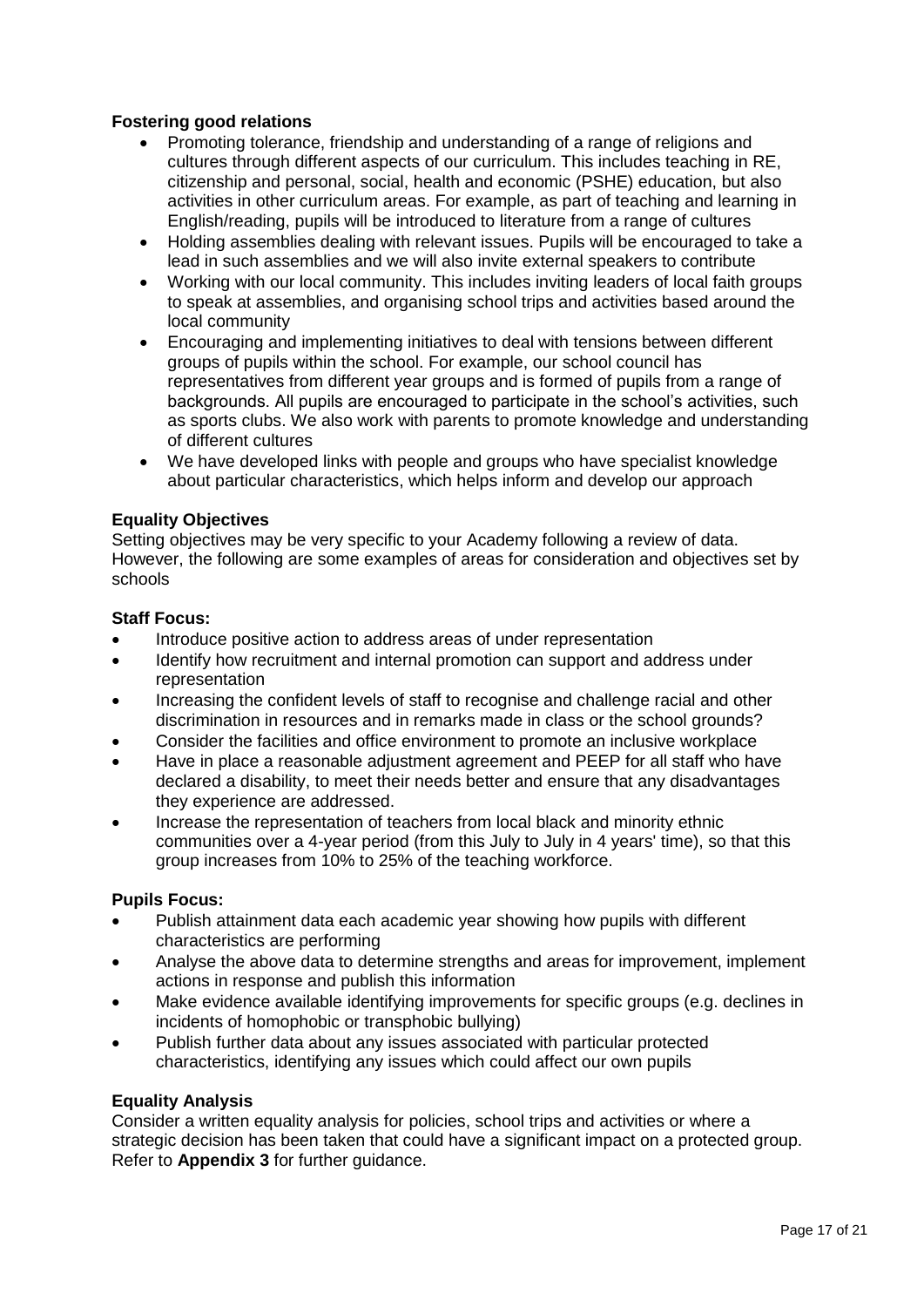**Fostering good relations**

- Promoting tolerance, friendship and understanding of a range of religions and cultures through different aspects of our curriculum. This includes teaching in RE, citizenship and personal, social, health and economic (PSHE) education, but also activities in other curriculum areas. For example, as part of teaching and learning in English/reading, pupils will be introduced to literature from a range of cultures
- Holding assemblies dealing with relevant issues. Pupils will be encouraged to take a lead in such assemblies and we will also invite external speakers to contribute
- Working with our local community. This includes inviting leaders of local faith groups to speak at assemblies, and organising school trips and activities based around the local community
- Encouraging and implementing initiatives to deal with tensions between different groups of pupils within the school. For example, our school council has representatives from different year groups and is formed of pupils from a range of backgrounds. All pupils are encouraged to participate in the school's activities, such as sports clubs. We also work with parents to promote knowledge and understanding of different cultures
- We have developed links with people and groups who have specialist knowledge about particular characteristics, which helps inform and develop our approach

**Equality Objectives**

Setting objectives may be very specific to your Academy following a review of data. However, the following are some examples of areas for consideration and objectives set by schools

**Staff Focus:**

- Introduce positive action to address areas of under representation
- Identify how recruitment and internal promotion can support and address under representation
- Increasing the confident levels of staff to recognise and challenge racial and other discrimination in resources and in remarks made in class or the school grounds?
- Consider the facilities and office environment to promote an inclusive workplace
- Have in place a reasonable adjustment agreement and PEEP for all staff who have declared a disability, to meet their needs better and ensure that any disadvantages they experience are addressed.
- Increase the representation of teachers from local black and minority ethnic communities over a 4-year period (from this July to July in 4 years' time), so that this group increases from 10% to 25% of the teaching workforce.

**Pupils Focus:**

- Publish attainment data each academic year showing how pupils with different characteristics are performing
- Analyse the above data to determine strengths and areas for improvement, implement actions in response and publish this information
- Make evidence available identifying improvements for specific groups (e.g. declines in incidents of homophobic or transphobic bullying)
- Publish further data about any issues associated with particular protected characteristics, identifying any issues which could affect our own pupils

**Equality Analysis**

Consider a written equality analysis for policies, school trips and activities or where a strategic decision has been taken that could have a significant impact on a protected group. Refer to **Appendix 3** for further guidance.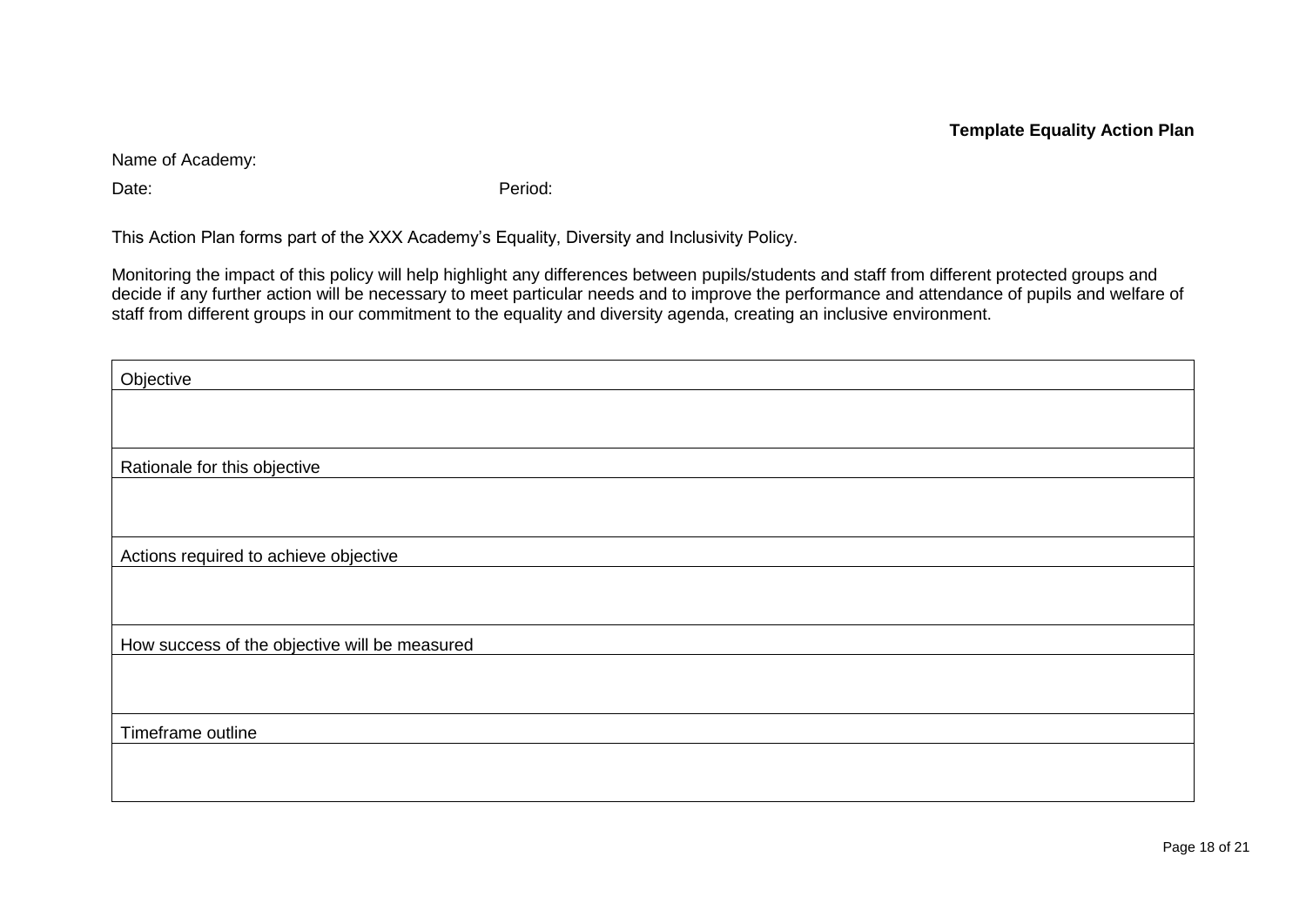**Template Equality Action Plan**

Name of Academy:

Date: Period:

This Action Plan forms part of the XXX Academy's Equality, Diversity and Inclusivity Policy.

Monitoring the impact of this policy will help highlight any differences between pupils/students and staff from different protected groups and decide if any further action will be necessary to meet particular needs and to improve the performance and attendance of pupils and welfare of staff from different groups in our commitment to the equality and diversity agenda, creating an inclusive environment.

| Objective |
| --- |
| |
| Rationale for this objective |
| |
| Actions required to achieve objective |
| |
| How success of the objective will be measured |
| |
| Timeframe outline |
| |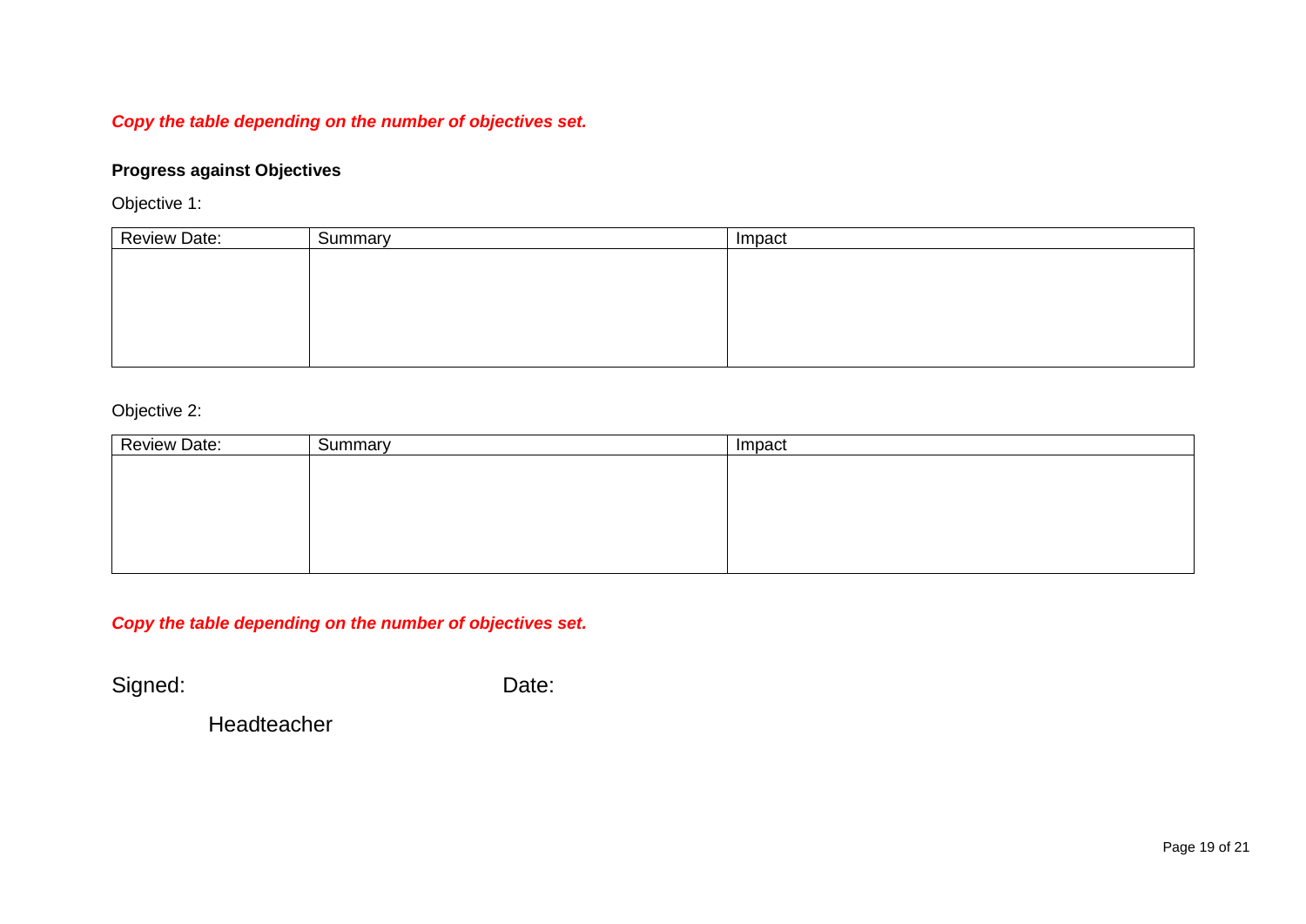***Copy the table depending on the number of objectives set.***

**Progress against Objectives**

Objective 1:

| Review Date: | Summary | Impact |
| --- | --- | --- |
| | | |

Objective 2:

| Review Date: | Summary | Impact |
| --- | --- | --- |
| | | |

***Copy the table depending on the number of objectives set.***

Signed: Date:

Headteacher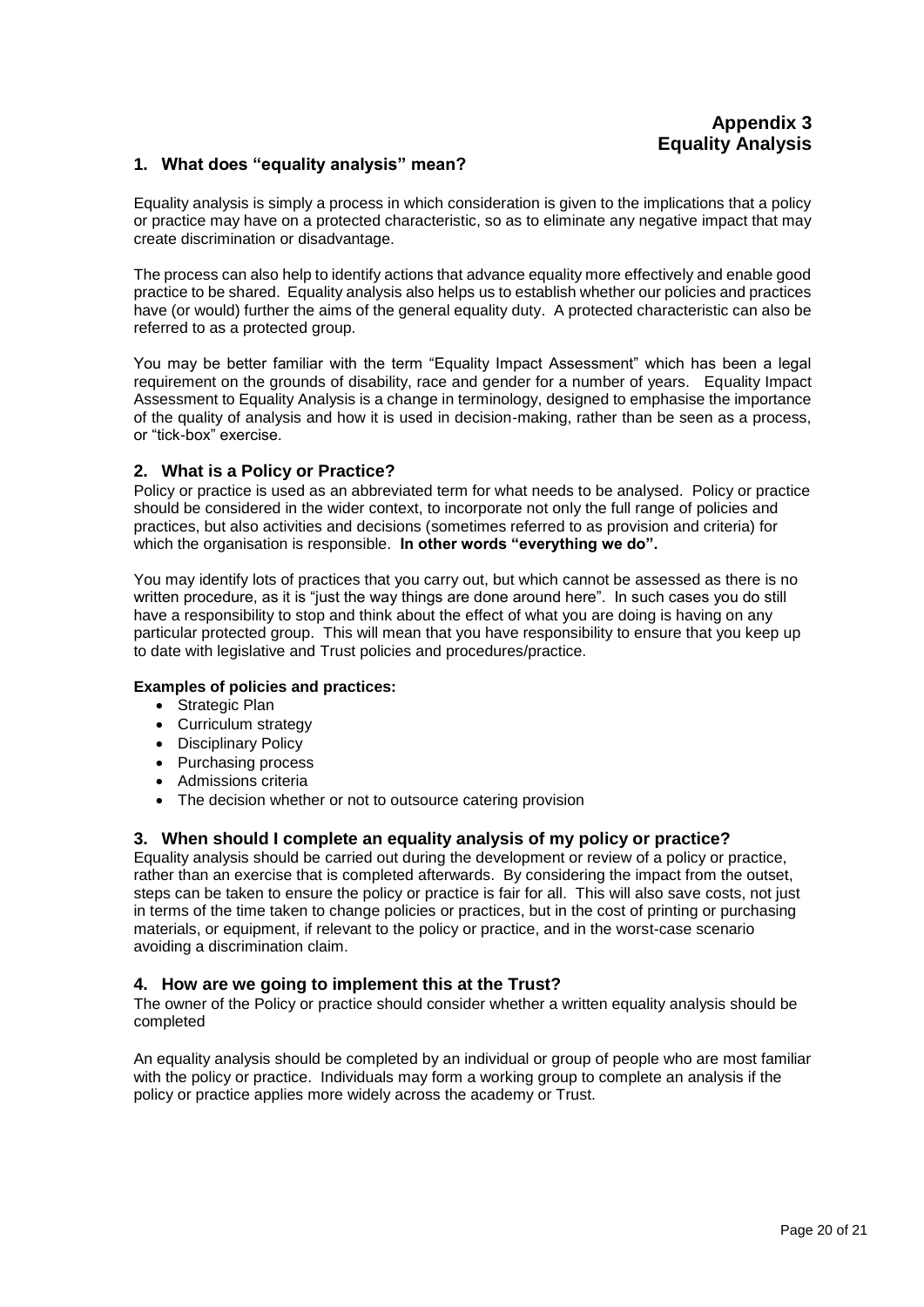# Appendix 3
# Equality Analysis

## 1. What does "equality analysis" mean?

Equality analysis is simply a process in which consideration is given to the implications that a policy or practice may have on a protected characteristic, so as to eliminate any negative impact that may create discrimination or disadvantage.

The process can also help to identify actions that advance equality more effectively and enable good practice to be shared. Equality analysis also helps us to establish whether our policies and practices have (or would) further the aims of the general equality duty. A protected characteristic can also be referred to as a protected group.

You may be better familiar with the term "Equality Impact Assessment" which has been a legal requirement on the grounds of disability, race and gender for a number of years. Equality Impact Assessment to Equality Analysis is a change in terminology, designed to emphasise the importance of the quality of analysis and how it is used in decision-making, rather than be seen as a process, or "tick-box" exercise.

## 2. What is a Policy or Practice?

Policy or practice is used as an abbreviated term for what needs to be analysed. Policy or practice should be considered in the wider context, to incorporate not only the full range of policies and practices, but also activities and decisions (sometimes referred to as provision and criteria) for which the organisation is responsible. **In other words "everything we do".**

You may identify lots of practices that you carry out, but which cannot be assessed as there is no written procedure, as it is "just the way things are done around here". In such cases you do still have a responsibility to stop and think about the effect of what you are doing is having on any particular protected group. This will mean that you have responsibility to ensure that you keep up to date with legislative and Trust policies and procedures/practice.

**Examples of policies and practices:**

- Strategic Plan
- Curriculum strategy
- Disciplinary Policy
- Purchasing process
- Admissions criteria
- The decision whether or not to outsource catering provision

## 3. When should I complete an equality analysis of my policy or practice?

Equality analysis should be carried out during the development or review of a policy or practice, rather than an exercise that is completed afterwards. By considering the impact from the outset, steps can be taken to ensure the policy or practice is fair for all. This will also save costs, not just in terms of the time taken to change policies or practices, but in the cost of printing or purchasing materials, or equipment, if relevant to the policy or practice, and in the worst-case scenario avoiding a discrimination claim.

## 4. How are we going to implement this at the Trust?

The owner of the Policy or practice should consider whether a written equality analysis should be completed

An equality analysis should be completed by an individual or group of people who are most familiar with the policy or practice. Individuals may form a working group to complete an analysis if the policy or practice applies more widely across the academy or Trust.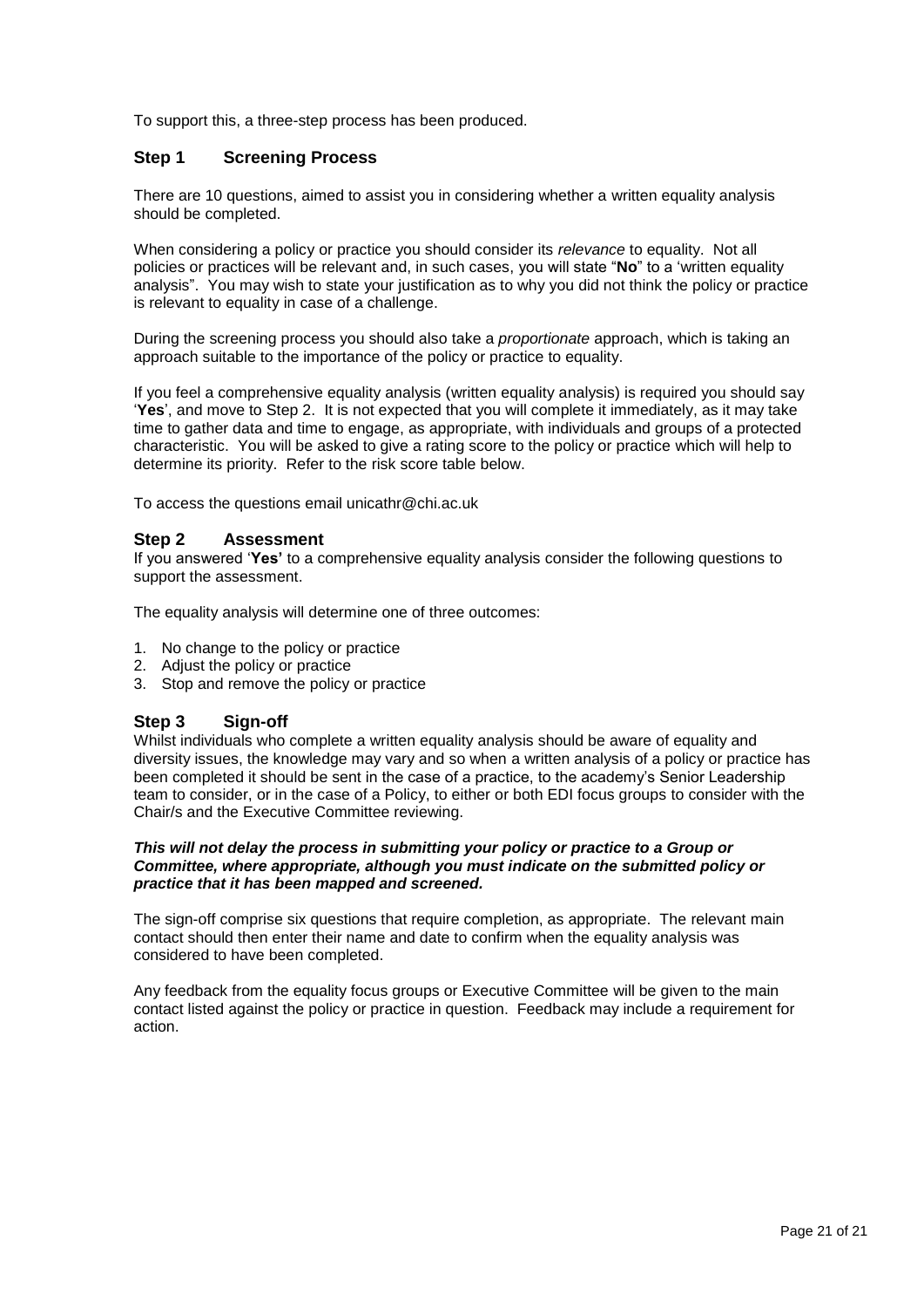To support this, a three-step process has been produced.

## Step 1 Screening Process

There are 10 questions, aimed to assist you in considering whether a written equality analysis should be completed.

When considering a policy or practice you should consider its *relevance* to equality. Not all policies or practices will be relevant and, in such cases, you will state "**No**" to a 'written equality analysis". You may wish to state your justification as to why you did not think the policy or practice is relevant to equality in case of a challenge.

During the screening process you should also take a *proportionate* approach, which is taking an approach suitable to the importance of the policy or practice to equality.

If you feel a comprehensive equality analysis (written equality analysis) is required you should say '**Yes**', and move to Step 2. It is not expected that you will complete it immediately, as it may take time to gather data and time to engage, as appropriate, with individuals and groups of a protected characteristic. You will be asked to give a rating score to the policy or practice which will help to determine its priority. Refer to the risk score table below.

To access the questions email unicathr@chi.ac.uk

## Step 2 Assessment

If you answered '**Yes'** to a comprehensive equality analysis consider the following questions to support the assessment.

The equality analysis will determine one of three outcomes:

1. No change to the policy or practice
2. Adjust the policy or practice
3. Stop and remove the policy or practice

## Step 3 Sign-off

Whilst individuals who complete a written equality analysis should be aware of equality and diversity issues, the knowledge may vary and so when a written analysis of a policy or practice has been completed it should be sent in the case of a practice, to the academy's Senior Leadership team to consider, or in the case of a Policy, to either or both EDI focus groups to consider with the Chair/s and the Executive Committee reviewing.

***This will not delay the process in submitting your policy or practice to a Group or Committee, where appropriate, although you must indicate on the submitted policy or practice that it has been mapped and screened.***

The sign-off comprise six questions that require completion, as appropriate. The relevant main contact should then enter their name and date to confirm when the equality analysis was considered to have been completed.

Any feedback from the equality focus groups or Executive Committee will be given to the main contact listed against the policy or practice in question. Feedback may include a requirement for action.